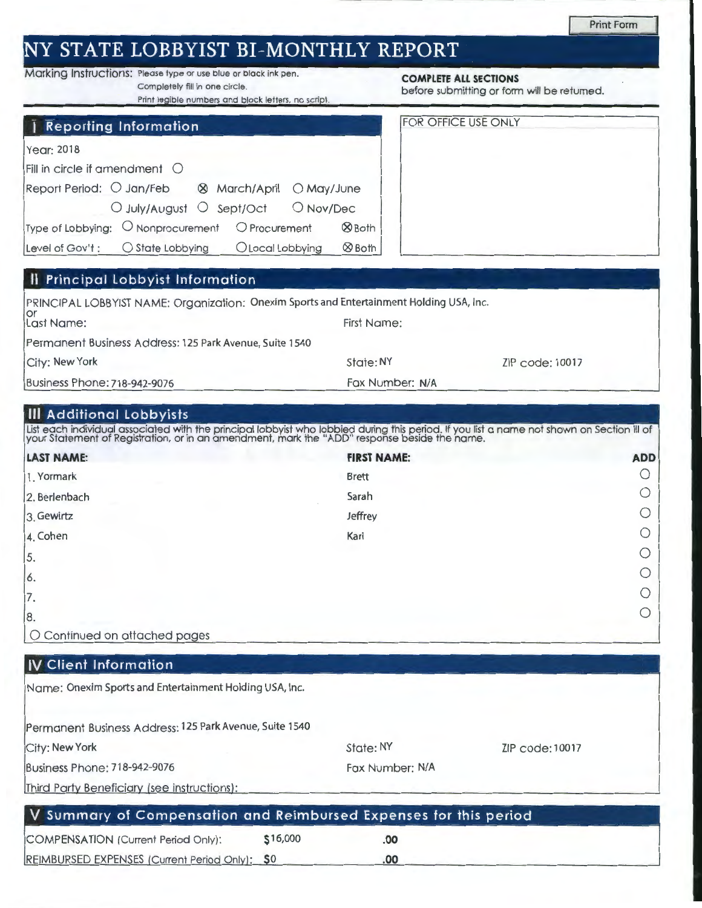Print Form

# NY STATE LOBBYIST BI-MONTHLY REPORT

Marking Instructions: Please type or use blue or black ink pen.
Completely fill in one circle.
Print legible numbers and block letters, no script.

**COMPLETE ALL SECTIONS** before submitting or form will be returned.

## I Reporting Information

FOR OFFICE USE ONLY

Year: 2018

Fill in circle if amendment ○

Report Period: ○ Jan/Feb ⊗ March/April ○ May/June ○ July/August ○ Sept/Oct ○ Nov/Dec

Type of Lobbying: ○ Nonprocurement ○ Procurement ⊗ Both

Level of Gov't: ○ State Lobbying ○ Local Lobbying ⊗ Both

## II Principal Lobbyist Information

PRINCIPAL LOBBYIST NAME: Organization: Onexim Sports and Entertainment Holding USA, Inc.
or
Last Name: First Name:

Permanent Business Address: 125 Park Avenue, Suite 1540

City: New York State: NY ZIP code: 10017

Business Phone: 718-942-9076 Fax Number: N/A

## III Additional Lobbyists

List each individual associated with the principal lobbyist who lobbied during this period. If you list a name not shown on Section III of your Statement of Registration, or in an amendment, mark the "ADD" response beside the name.

| LAST NAME: | FIRST NAME: | ADD |
|---|---|---|
| 1. Yormark | Brett | ○ |
| 2. Berlenbach | Sarah | ○ |
| 3. Gewirtz | Jeffrey | ○ |
| 4. Cohen | Kari | ○ |
| 5. | | ○ |
| 6. | | ○ |
| 7. | | ○ |
| 8. | | ○ |

○ Continued on attached pages

## IV Client Information

Name: Onexim Sports and Entertainment Holding USA, Inc.

Permanent Business Address: 125 Park Avenue, Suite 1540

City: New York State: NY ZIP code: 10017

Business Phone: 718-942-9076 Fax Number: N/A

Third Party Beneficiary (see instructions):

## V Summary of Compensation and Reimbursed Expenses for this period

COMPENSATION (Current Period Only): $16,000 .00

REIMBURSED EXPENSES (Current Period Only): $0 .00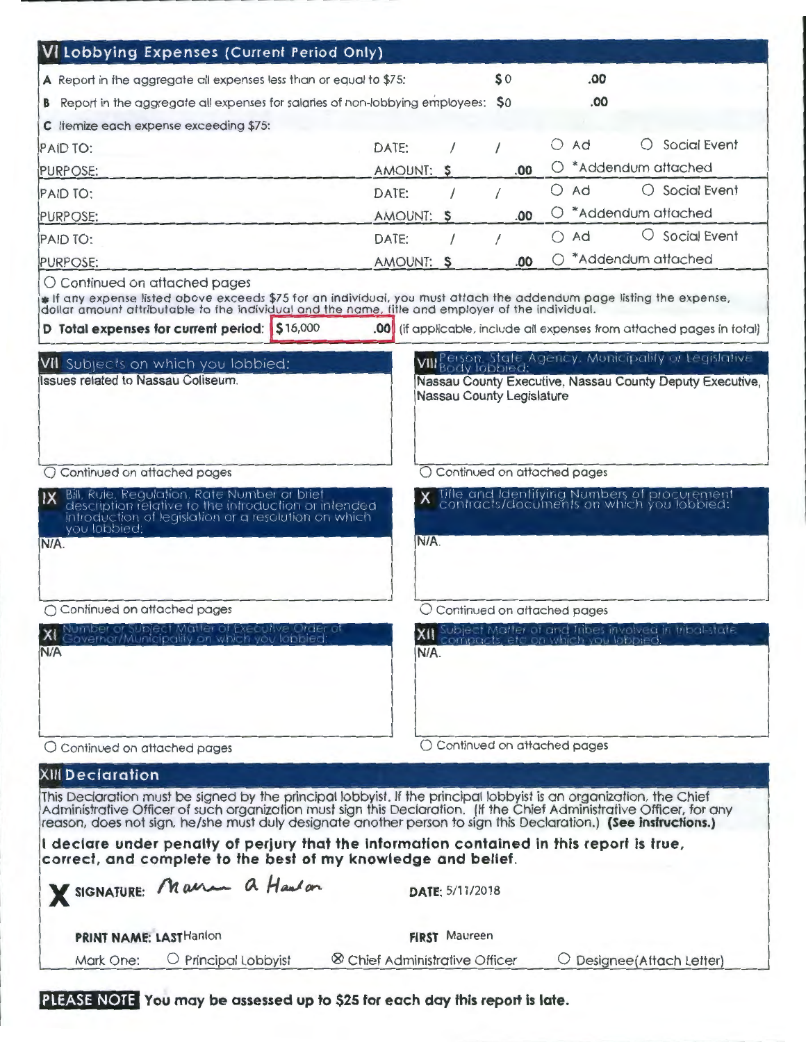## VI Lobbying Expenses (Current Period Only)

**A** Report in the aggregate all expenses less than or equal to $75: $0 .00

**B** Report in the aggregate all expenses for salaries of non-lobbying employees: $0 .00

**C** Itemize each expense exceeding $75:

| | | |
|---|---|---|
| PAID TO: | DATE: / / | ○ Ad ○ Social Event |
| PURPOSE: | AMOUNT: $ .00 | ○ *Addendum attached |
| PAID TO: | DATE: / / | ○ Ad ○ Social Event |
| PURPOSE: | AMOUNT: $ .00 | ○ *Addendum attached |
| PAID TO: | DATE: / / | ○ Ad ○ Social Event |
| PURPOSE: | AMOUNT: $ .00 | ○ *Addendum attached |

○ Continued on attached pages

* If any expense listed above exceeds $75 for an individual, you must attach the addendum page listing the expense, dollar amount attributable to the individual and the name, title and employer of the individual.

**D Total expenses for current period:** $16,000 .00 (if applicable, include all expenses from attached pages in total)

## VII Subjects on which you lobbied:

Issues related to Nassau Coliseum.

○ Continued on attached pages

## VIII Person, State Agency, Municipality or Legislative Body lobbied:

Nassau County Executive, Nassau County Deputy Executive, Nassau County Legislature

○ Continued on attached pages

## IX Bill, Rule, Regulation, Rate Number or brief description relative to the introduction or intended introduction of legislation or a resolution on which you lobbied:

N/A.

○ Continued on attached pages

## X Title and Identifying Numbers of procurement contracts/documents on which you lobbied:

N/A.

○ Continued on attached pages

## XI Number or Subject Matter of Executive Order of Governor/Municipality on which you lobbied:

N/A

○ Continued on attached pages

## XII Subject Matter of and Tribes involved in tribal-state compacts, etc on which you lobbied:

N/A.

○ Continued on attached pages

## XIII Declaration

This Declaration must be signed by the principal lobbyist. If the principal lobbyist is an organization, the Chief Administrative Officer of such organization must sign this Declaration. (If the Chief Administrative Officer, for any reason, does not sign, he/she must duly designate another person to sign this Declaration.) **(See instructions.)**

**I declare under penalty of perjury that the information contained in this report is true, correct, and complete to the best of my knowledge and belief.**

**X SIGNATURE:** Maureen A Hanlon **DATE:** 5/11/2018

**PRINT NAME: LAST** Hanlon **FIRST** Maureen

Mark One: ○ Principal Lobbyist ⊗ Chief Administrative Officer ○ Designee(Attach Letter)

**PLEASE NOTE You may be assessed up to $25 for each day this report is late.**